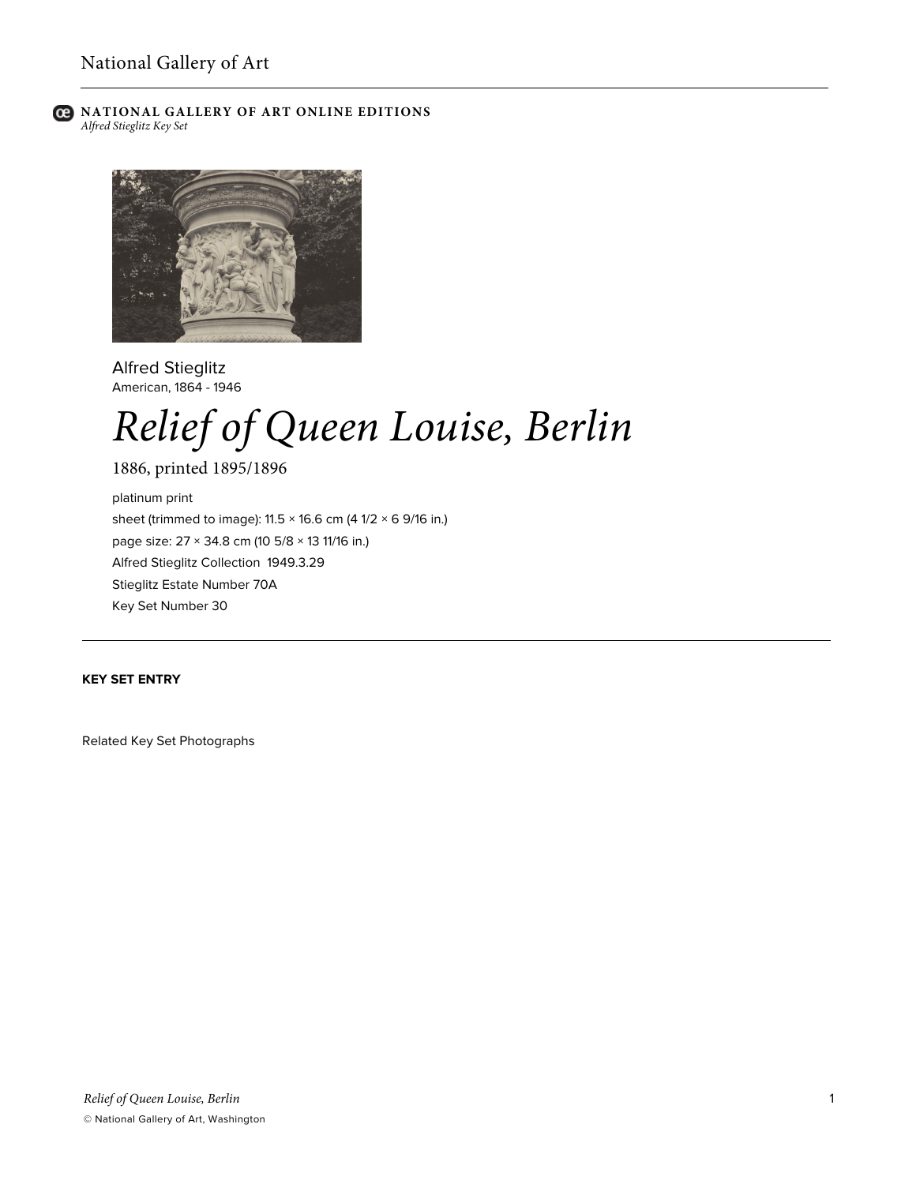**NATIONAL GALLERY OF ART ONLINE EDITIONS**
*Alfred Stieglitz Key Set*

Alfred Stieglitz
American, 1864 - 1946

# *Relief of Queen Louise, Berlin*

1886, printed 1895/1896

platinum print
sheet (trimmed to image): 11.5 × 16.6 cm (4 1/2 × 6 9/16 in.)
page size: 27 × 34.8 cm (10 5/8 × 13 11/16 in.)
Alfred Stieglitz Collection 1949.3.29
Stieglitz Estate Number 70A
Key Set Number 30

---

**KEY SET ENTRY**

Related Key Set Photographs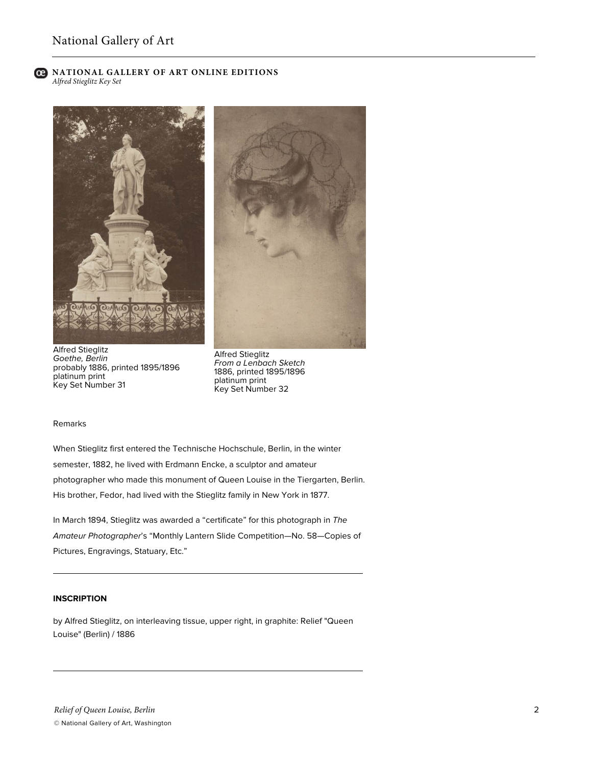Alfred Stieglitz
*Goethe, Berlin*
probably 1886, printed 1895/1896
platinum print
Key Set Number 31

Alfred Stieglitz
*From a Lenbach Sketch*
1886, printed 1895/1896
platinum print
Key Set Number 32

Remarks

When Stieglitz first entered the Technische Hochschule, Berlin, in the winter semester, 1882, he lived with Erdmann Encke, a sculptor and amateur photographer who made this monument of Queen Louise in the Tiergarten, Berlin. His brother, Fedor, had lived with the Stieglitz family in New York in 1877.

In March 1894, Stieglitz was awarded a "certificate" for this photograph in *The Amateur Photographer*'s "Monthly Lantern Slide Competition—No. 58—Copies of Pictures, Engravings, Statuary, Etc."

---

**INSCRIPTION**

by Alfred Stieglitz, on interleaving tissue, upper right, in graphite: Relief "Queen Louise" (Berlin) / 1886

---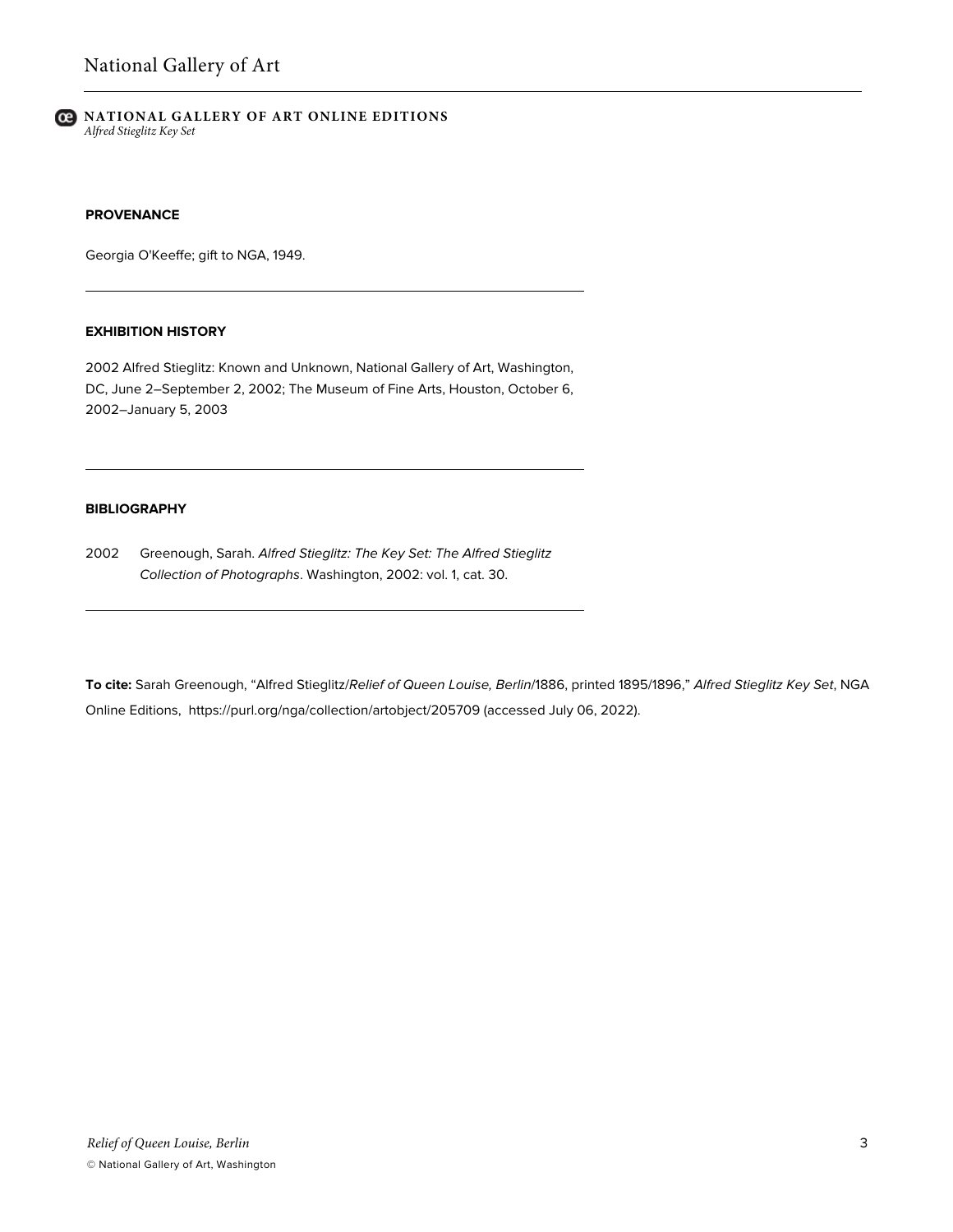#### PROVENANCE

Georgia O'Keeffe; gift to NGA, 1949.

#### EXHIBITION HISTORY

2002 Alfred Stieglitz: Known and Unknown, National Gallery of Art, Washington, DC, June 2–September 2, 2002; The Museum of Fine Arts, Houston, October 6, 2002–January 5, 2003

#### BIBLIOGRAPHY

2002 Greenough, Sarah. *Alfred Stieglitz: The Key Set: The Alfred Stieglitz Collection of Photographs*. Washington, 2002: vol. 1, cat. 30.

**To cite:** Sarah Greenough, "Alfred Stieglitz/*Relief of Queen Louise, Berlin*/1886, printed 1895/1896," *Alfred Stieglitz Key Set*, NGA Online Editions, https://purl.org/nga/collection/artobject/205709 (accessed July 06, 2022).